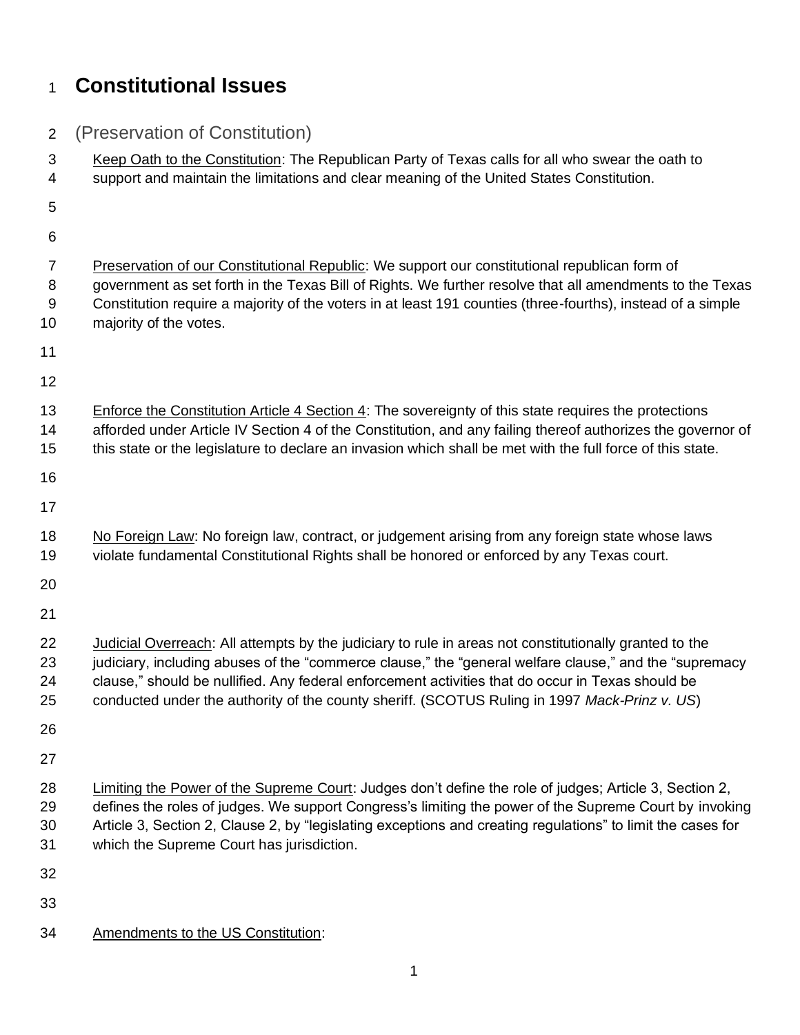# Constitutional Issues

## (Preservation of Constitution)

Keep Oath to the Constitution: The Republican Party of Texas calls for all who swear the oath to support and maintain the limitations and clear meaning of the United States Constitution.

Preservation of our Constitutional Republic: We support our constitutional republican form of government as set forth in the Texas Bill of Rights. We further resolve that all amendments to the Texas Constitution require a majority of the voters in at least 191 counties (three-fourths), instead of a simple majority of the votes.

Enforce the Constitution Article 4 Section 4: The sovereignty of this state requires the protections afforded under Article IV Section 4 of the Constitution, and any failing thereof authorizes the governor of this state or the legislature to declare an invasion which shall be met with the full force of this state.

No Foreign Law: No foreign law, contract, or judgement arising from any foreign state whose laws violate fundamental Constitutional Rights shall be honored or enforced by any Texas court.

Judicial Overreach: All attempts by the judiciary to rule in areas not constitutionally granted to the judiciary, including abuses of the "commerce clause," the "general welfare clause," and the "supremacy clause," should be nullified. Any federal enforcement activities that do occur in Texas should be conducted under the authority of the county sheriff. (SCOTUS Ruling in 1997 *Mack-Prinz v. US*)

Limiting the Power of the Supreme Court: Judges don't define the role of judges; Article 3, Section 2, defines the roles of judges. We support Congress's limiting the power of the Supreme Court by invoking Article 3, Section 2, Clause 2, by "legislating exceptions and creating regulations" to limit the cases for which the Supreme Court has jurisdiction.

Amendments to the US Constitution: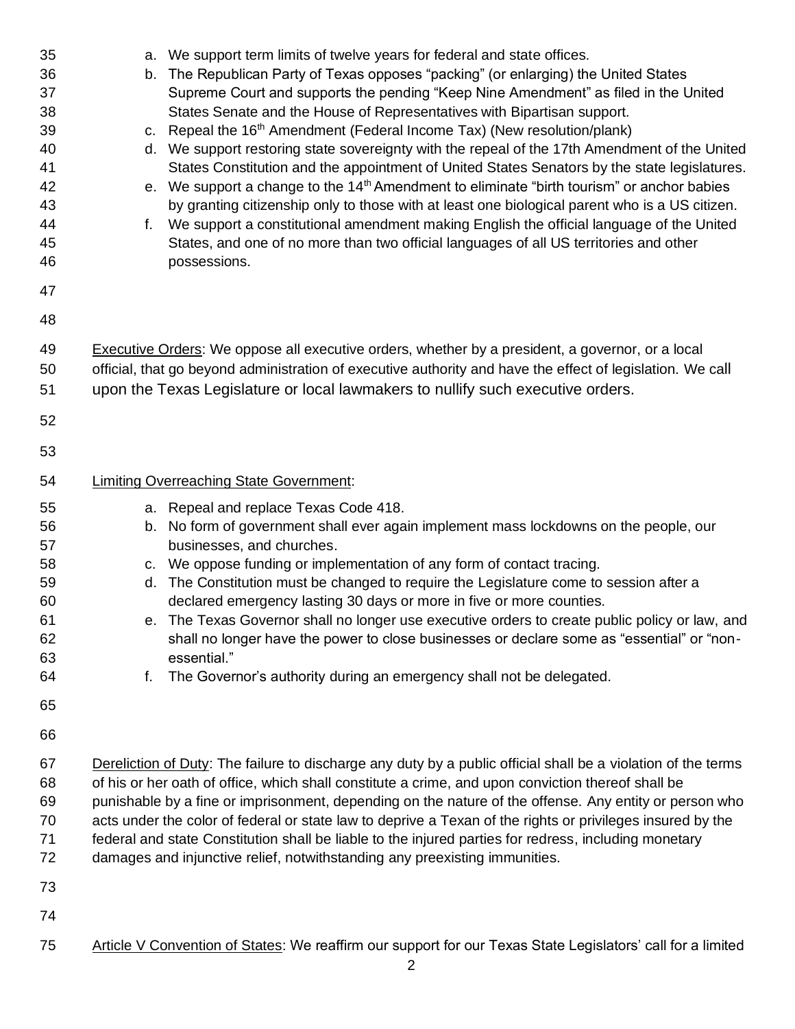a. We support term limits of twelve years for federal and state offices.
b. The Republican Party of Texas opposes "packing" (or enlarging) the United States Supreme Court and supports the pending "Keep Nine Amendment" as filed in the United States Senate and the House of Representatives with Bipartisan support.
c. Repeal the 16th Amendment (Federal Income Tax) (New resolution/plank)
d. We support restoring state sovereignty with the repeal of the 17th Amendment of the United States Constitution and the appointment of United States Senators by the state legislatures.
e. We support a change to the 14th Amendment to eliminate "birth tourism" or anchor babies by granting citizenship only to those with at least one biological parent who is a US citizen.
f. We support a constitutional amendment making English the official language of the United States, and one of no more than two official languages of all US territories and other possessions.

Executive Orders: We oppose all executive orders, whether by a president, a governor, or a local official, that go beyond administration of executive authority and have the effect of legislation. We call upon the Texas Legislature or local lawmakers to nullify such executive orders.

Limiting Overreaching State Government:

a. Repeal and replace Texas Code 418.
b. No form of government shall ever again implement mass lockdowns on the people, our businesses, and churches.
c. We oppose funding or implementation of any form of contact tracing.
d. The Constitution must be changed to require the Legislature come to session after a declared emergency lasting 30 days or more in five or more counties.
e. The Texas Governor shall no longer use executive orders to create public policy or law, and shall no longer have the power to close businesses or declare some as "essential" or "non-essential."
f. The Governor's authority during an emergency shall not be delegated.

Dereliction of Duty: The failure to discharge any duty by a public official shall be a violation of the terms of his or her oath of office, which shall constitute a crime, and upon conviction thereof shall be punishable by a fine or imprisonment, depending on the nature of the offense. Any entity or person who acts under the color of federal or state law to deprive a Texan of the rights or privileges insured by the federal and state Constitution shall be liable to the injured parties for redress, including monetary damages and injunctive relief, notwithstanding any preexisting immunities.

Article V Convention of States: We reaffirm our support for our Texas State Legislators' call for a limited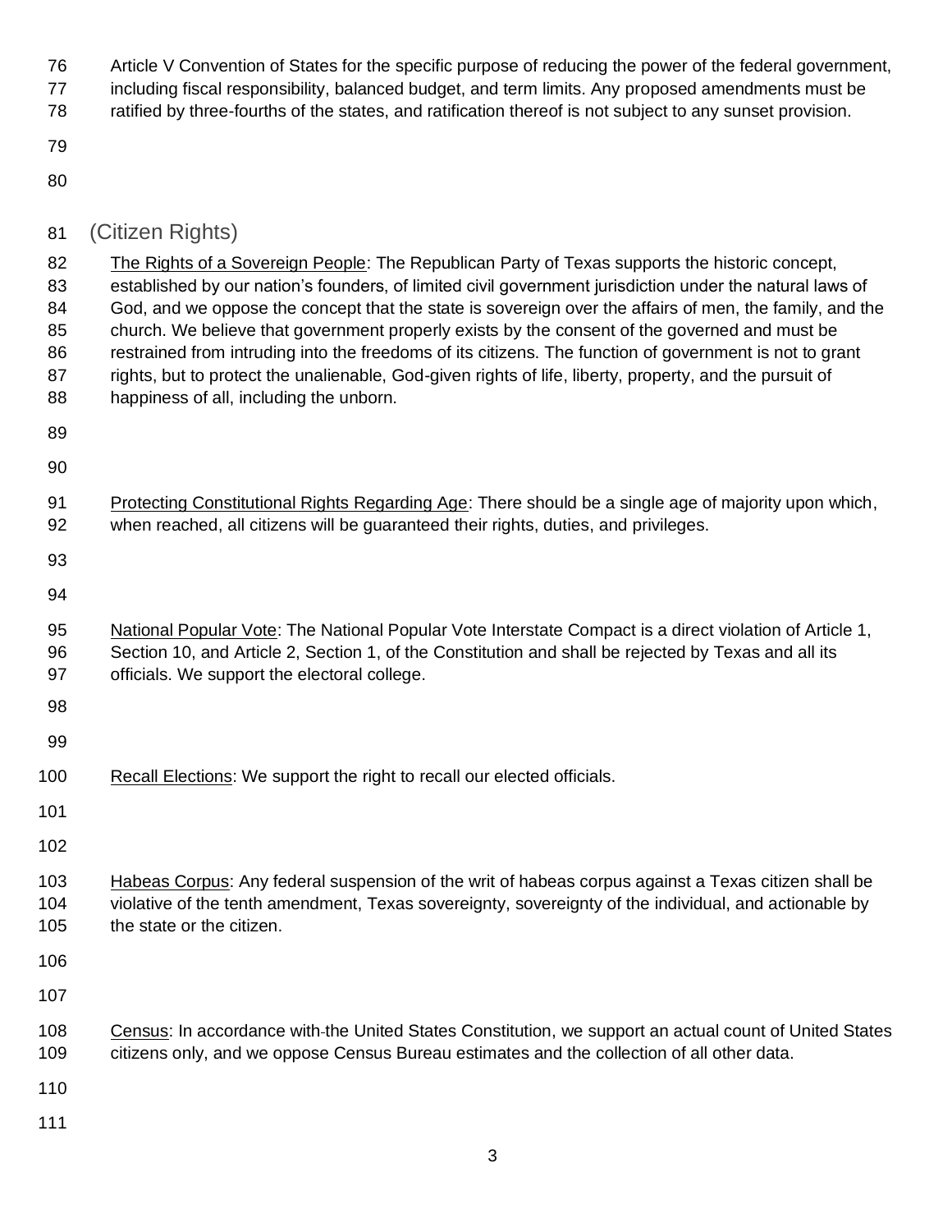Article V Convention of States for the specific purpose of reducing the power of the federal government, including fiscal responsibility, balanced budget, and term limits. Any proposed amendments must be ratified by three-fourths of the states, and ratification thereof is not subject to any sunset provision.

## (Citizen Rights)

The Rights of a Sovereign People: The Republican Party of Texas supports the historic concept, established by our nation's founders, of limited civil government jurisdiction under the natural laws of God, and we oppose the concept that the state is sovereign over the affairs of men, the family, and the church. We believe that government properly exists by the consent of the governed and must be restrained from intruding into the freedoms of its citizens. The function of government is not to grant rights, but to protect the unalienable, God-given rights of life, liberty, property, and the pursuit of happiness of all, including the unborn.

Protecting Constitutional Rights Regarding Age: There should be a single age of majority upon which, when reached, all citizens will be guaranteed their rights, duties, and privileges.

National Popular Vote: The National Popular Vote Interstate Compact is a direct violation of Article 1, Section 10, and Article 2, Section 1, of the Constitution and shall be rejected by Texas and all its officials. We support the electoral college.

Recall Elections: We support the right to recall our elected officials.

Habeas Corpus: Any federal suspension of the writ of habeas corpus against a Texas citizen shall be violative of the tenth amendment, Texas sovereignty, sovereignty of the individual, and actionable by the state or the citizen.

Census: In accordance with the United States Constitution, we support an actual count of United States citizens only, and we oppose Census Bureau estimates and the collection of all other data.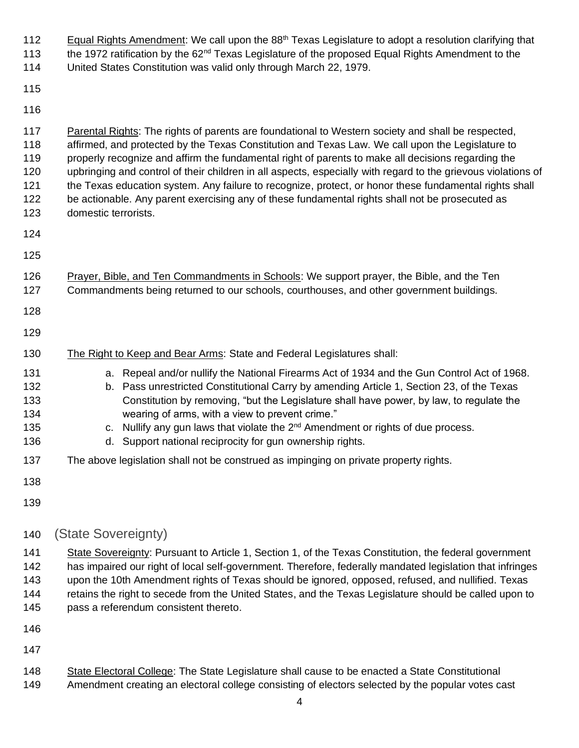Equal Rights Amendment: We call upon the 88th Texas Legislature to adopt a resolution clarifying that the 1972 ratification by the 62nd Texas Legislature of the proposed Equal Rights Amendment to the United States Constitution was valid only through March 22, 1979.

Parental Rights: The rights of parents are foundational to Western society and shall be respected, affirmed, and protected by the Texas Constitution and Texas Law. We call upon the Legislature to properly recognize and affirm the fundamental right of parents to make all decisions regarding the upbringing and control of their children in all aspects, especially with regard to the grievous violations of the Texas education system. Any failure to recognize, protect, or honor these fundamental rights shall be actionable. Any parent exercising any of these fundamental rights shall not be prosecuted as domestic terrorists.

Prayer, Bible, and Ten Commandments in Schools: We support prayer, the Bible, and the Ten Commandments being returned to our schools, courthouses, and other government buildings.

The Right to Keep and Bear Arms: State and Federal Legislatures shall:

a. Repeal and/or nullify the National Firearms Act of 1934 and the Gun Control Act of 1968.
b. Pass unrestricted Constitutional Carry by amending Article 1, Section 23, of the Texas Constitution by removing, "but the Legislature shall have power, by law, to regulate the wearing of arms, with a view to prevent crime."
c. Nullify any gun laws that violate the 2nd Amendment or rights of due process.
d. Support national reciprocity for gun ownership rights.

The above legislation shall not be construed as impinging on private property rights.

## (State Sovereignty)

State Sovereignty: Pursuant to Article 1, Section 1, of the Texas Constitution, the federal government has impaired our right of local self-government. Therefore, federally mandated legislation that infringes upon the 10th Amendment rights of Texas should be ignored, opposed, refused, and nullified. Texas retains the right to secede from the United States, and the Texas Legislature should be called upon to pass a referendum consistent thereto.

State Electoral College: The State Legislature shall cause to be enacted a State Constitutional Amendment creating an electoral college consisting of electors selected by the popular votes cast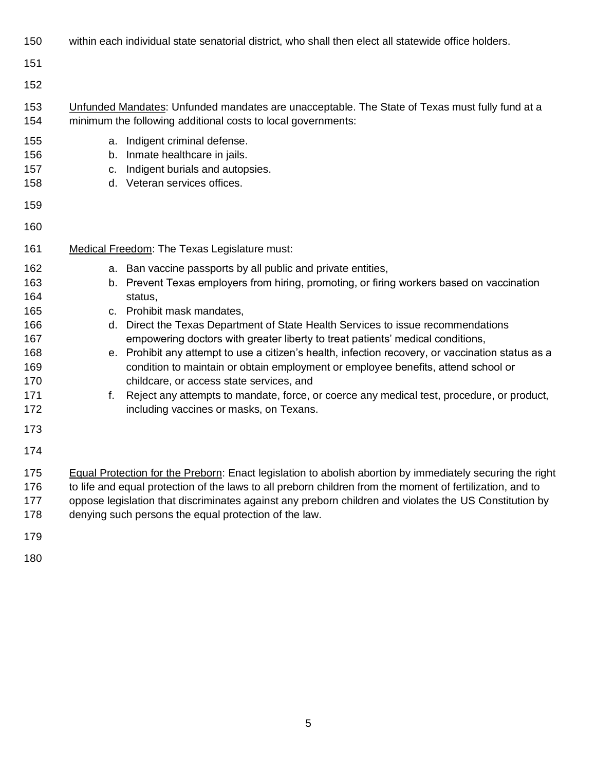within each individual state senatorial district, who shall then elect all statewide office holders.

Unfunded Mandates: Unfunded mandates are unacceptable. The State of Texas must fully fund at a minimum the following additional costs to local governments:

a. Indigent criminal defense.
b. Inmate healthcare in jails.
c. Indigent burials and autopsies.
d. Veteran services offices.

Medical Freedom: The Texas Legislature must:

a. Ban vaccine passports by all public and private entities,
b. Prevent Texas employers from hiring, promoting, or firing workers based on vaccination status,
c. Prohibit mask mandates,
d. Direct the Texas Department of State Health Services to issue recommendations empowering doctors with greater liberty to treat patients' medical conditions,
e. Prohibit any attempt to use a citizen's health, infection recovery, or vaccination status as a condition to maintain or obtain employment or employee benefits, attend school or childcare, or access state services, and
f. Reject any attempts to mandate, force, or coerce any medical test, procedure, or product, including vaccines or masks, on Texans.

Equal Protection for the Preborn: Enact legislation to abolish abortion by immediately securing the right to life and equal protection of the laws to all preborn children from the moment of fertilization, and to oppose legislation that discriminates against any preborn children and violates the US Constitution by denying such persons the equal protection of the law.